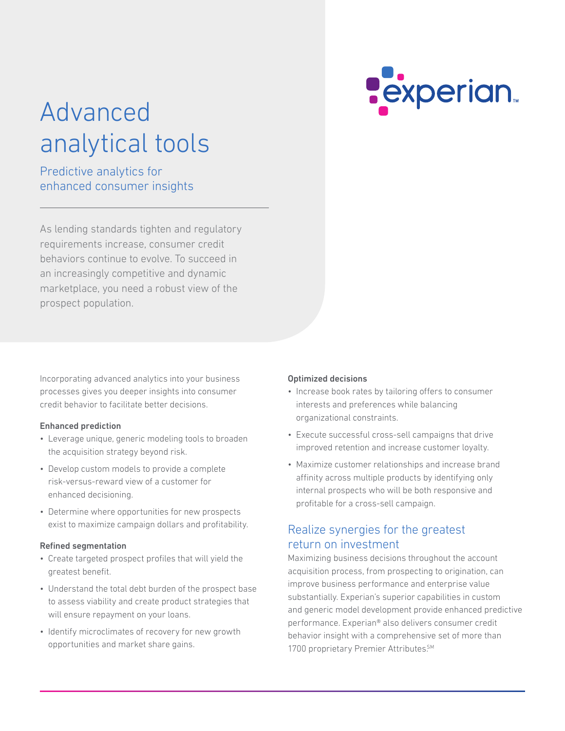# Advanced analytical tools

## Predictive analytics for enhanced consumer insights

As lending standards tighten and regulatory requirements increase, consumer credit behaviors continue to evolve. To succeed in an increasingly competitive and dynamic marketplace, you need a robust view of the prospect population.

Incorporating advanced analytics into your business processes gives you deeper insights into consumer credit behavior to facilitate better decisions.

**Enhanced prediction**

- Leverage unique, generic modeling tools to broaden the acquisition strategy beyond risk.
- Develop custom models to provide a complete risk-versus-reward view of a customer for enhanced decisioning.
- Determine where opportunities for new prospects exist to maximize campaign dollars and profitability.

**Refined segmentation**

- Create targeted prospect profiles that will yield the greatest benefit.
- Understand the total debt burden of the prospect base to assess viability and create product strategies that will ensure repayment on your loans.
- Identify microclimates of recovery for new growth opportunities and market share gains.

**Optimized decisions**

- Increase book rates by tailoring offers to consumer interests and preferences while balancing organizational constraints.
- Execute successful cross-sell campaigns that drive improved retention and increase customer loyalty.
- Maximize customer relationships and increase brand affinity across multiple products by identifying only internal prospects who will be both responsive and profitable for a cross-sell campaign.

## Realize synergies for the greatest return on investment

Maximizing business decisions throughout the account acquisition process, from prospecting to origination, can improve business performance and enterprise value substantially. Experian's superior capabilities in custom and generic model development provide enhanced predictive performance. Experian® also delivers consumer credit behavior insight with a comprehensive set of more than 1700 proprietary Premier Attributes.SM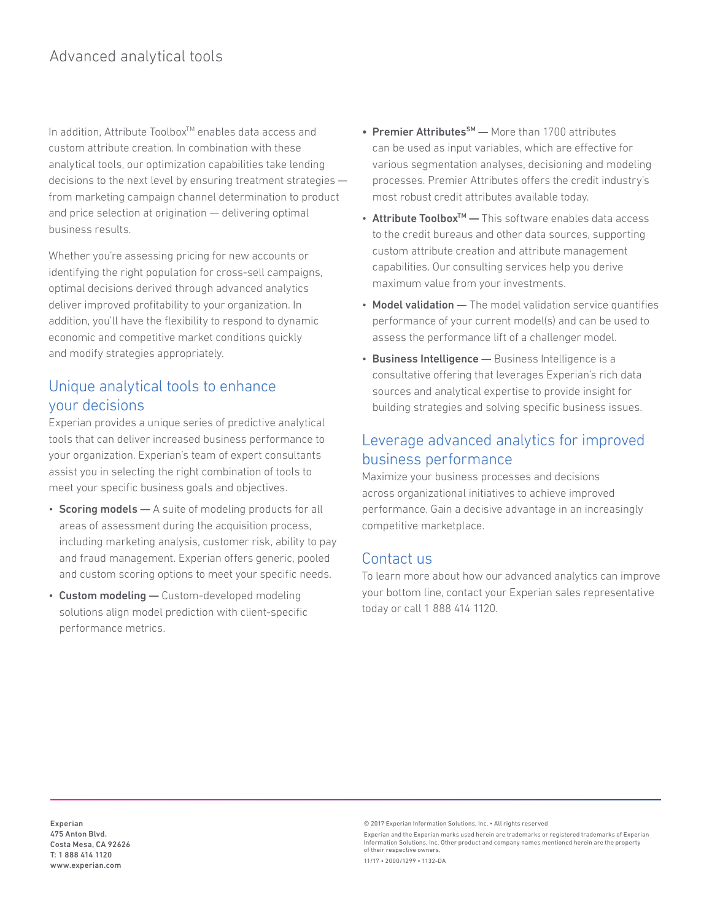# Advanced analytical tools

In addition, Attribute Toolbox™ enables data access and custom attribute creation. In combination with these analytical tools, our optimization capabilities take lending decisions to the next level by ensuring treatment strategies — from marketing campaign channel determination to product and price selection at origination — delivering optimal business results.

Whether you're assessing pricing for new accounts or identifying the right population for cross-sell campaigns, optimal decisions derived through advanced analytics deliver improved profitability to your organization. In addition, you'll have the flexibility to respond to dynamic economic and competitive market conditions quickly and modify strategies appropriately.

## Unique analytical tools to enhance your decisions

Experian provides a unique series of predictive analytical tools that can deliver increased business performance to your organization. Experian's team of expert consultants assist you in selecting the right combination of tools to meet your specific business goals and objectives.

- **Scoring models —** A suite of modeling products for all areas of assessment during the acquisition process, including marketing analysis, customer risk, ability to pay and fraud management. Experian offers generic, pooled and custom scoring options to meet your specific needs.
- **Custom modeling —** Custom-developed modeling solutions align model prediction with client-specific performance metrics.
- **Premier Attributes℠ —** More than 1700 attributes can be used as input variables, which are effective for various segmentation analyses, decisioning and modeling processes. Premier Attributes offers the credit industry's most robust credit attributes available today.
- **Attribute Toolbox™ —** This software enables data access to the credit bureaus and other data sources, supporting custom attribute creation and attribute management capabilities. Our consulting services help you derive maximum value from your investments.
- **Model validation —** The model validation service quantifies performance of your current model(s) and can be used to assess the performance lift of a challenger model.
- **Business Intelligence —** Business Intelligence is a consultative offering that leverages Experian's rich data sources and analytical expertise to provide insight for building strategies and solving specific business issues.

## Leverage advanced analytics for improved business performance

Maximize your business processes and decisions across organizational initiatives to achieve improved performance. Gain a decisive advantage in an increasingly competitive marketplace.

## Contact us

To learn more about how our advanced analytics can improve your bottom line, contact your Experian sales representative today or call 1 888 414 1120.

Experian
475 Anton Blvd.
Costa Mesa, CA 92626
T: 1 888 414 1120
www.experian.com

© 2017 Experian Information Solutions, Inc. • All rights reserved

Experian and the Experian marks used herein are trademarks or registered trademarks of Experian Information Solutions, Inc. Other product and company names mentioned herein are the property of their respective owners.

11/17 • 2000/1299 • 1132-DA